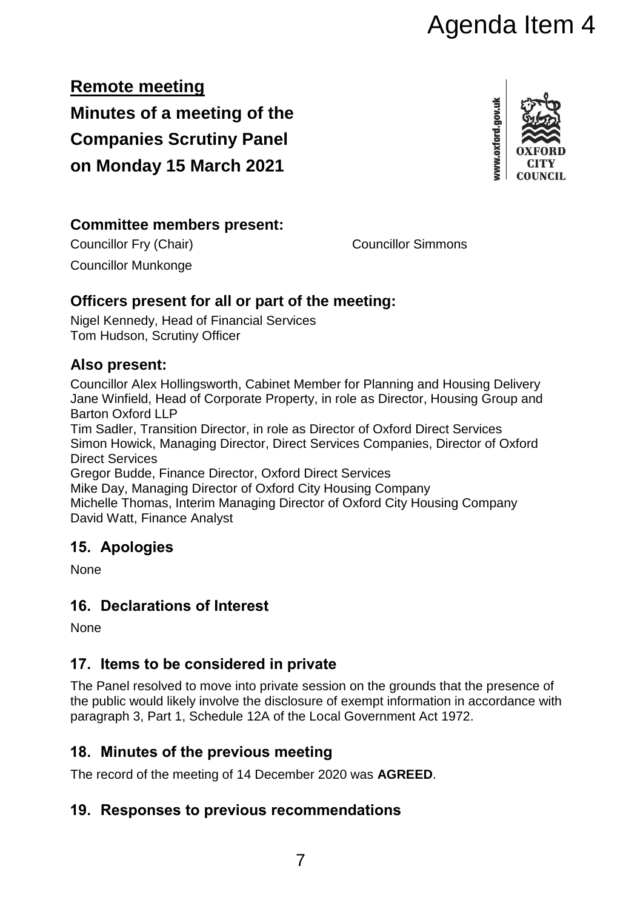Agenda Item 4

**Remote meeting**

# Minutes of a meeting of the Companies Scrutiny Panel on Monday 15 March 2021

## Committee members present:

Councillor Fry (Chair)

Councillor Simmons

Councillor Munkonge

## Officers present for all or part of the meeting:

Nigel Kennedy, Head of Financial Services
Tom Hudson, Scrutiny Officer

## Also present:

Councillor Alex Hollingsworth, Cabinet Member for Planning and Housing Delivery
Jane Winfield, Head of Corporate Property, in role as Director, Housing Group and Barton Oxford LLP
Tim Sadler, Transition Director, in role as Director of Oxford Direct Services
Simon Howick, Managing Director, Direct Services Companies, Director of Oxford Direct Services
Gregor Budde, Finance Director, Oxford Direct Services
Mike Day, Managing Director of Oxford City Housing Company
Michelle Thomas, Interim Managing Director of Oxford City Housing Company
David Watt, Finance Analyst

## 15. Apologies

None

## 16. Declarations of Interest

None

## 17. Items to be considered in private

The Panel resolved to move into private session on the grounds that the presence of the public would likely involve the disclosure of exempt information in accordance with paragraph 3, Part 1, Schedule 12A of the Local Government Act 1972.

## 18. Minutes of the previous meeting

The record of the meeting of 14 December 2020 was **AGREED**.

## 19. Responses to previous recommendations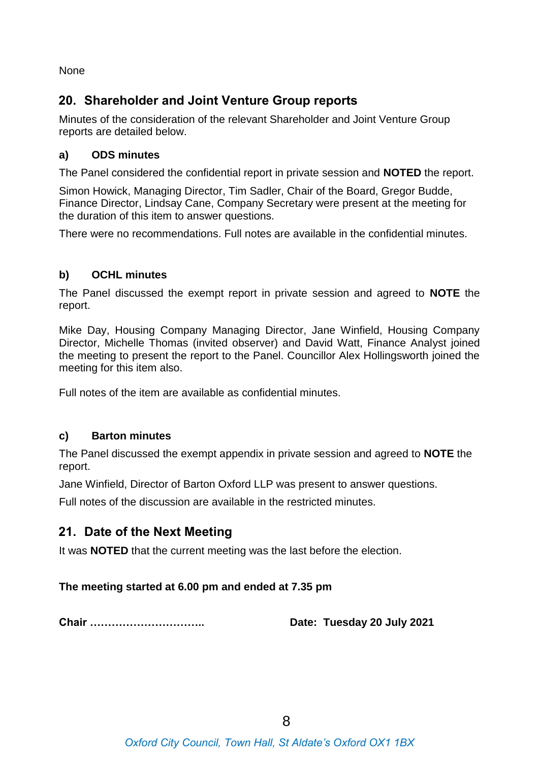None

## 20. Shareholder and Joint Venture Group reports

Minutes of the consideration of the relevant Shareholder and Joint Venture Group reports are detailed below.

### a) ODS minutes

The Panel considered the confidential report in private session and **NOTED** the report.

Simon Howick, Managing Director, Tim Sadler, Chair of the Board, Gregor Budde, Finance Director, Lindsay Cane, Company Secretary were present at the meeting for the duration of this item to answer questions.

There were no recommendations. Full notes are available in the confidential minutes.

### b) OCHL minutes

The Panel discussed the exempt report in private session and agreed to **NOTE** the report.

Mike Day, Housing Company Managing Director, Jane Winfield, Housing Company Director, Michelle Thomas (invited observer) and David Watt, Finance Analyst joined the meeting to present the report to the Panel. Councillor Alex Hollingsworth joined the meeting for this item also.

Full notes of the item are available as confidential minutes.

### c) Barton minutes

The Panel discussed the exempt appendix in private session and agreed to **NOTE** the report.

Jane Winfield, Director of Barton Oxford LLP was present to answer questions.

Full notes of the discussion are available in the restricted minutes.

## 21. Date of the Next Meeting

It was **NOTED** that the current meeting was the last before the election.

**The meeting started at 6.00 pm and ended at 7.35 pm**

**Chair …………………………..** **Date: Tuesday 20 July 2021**